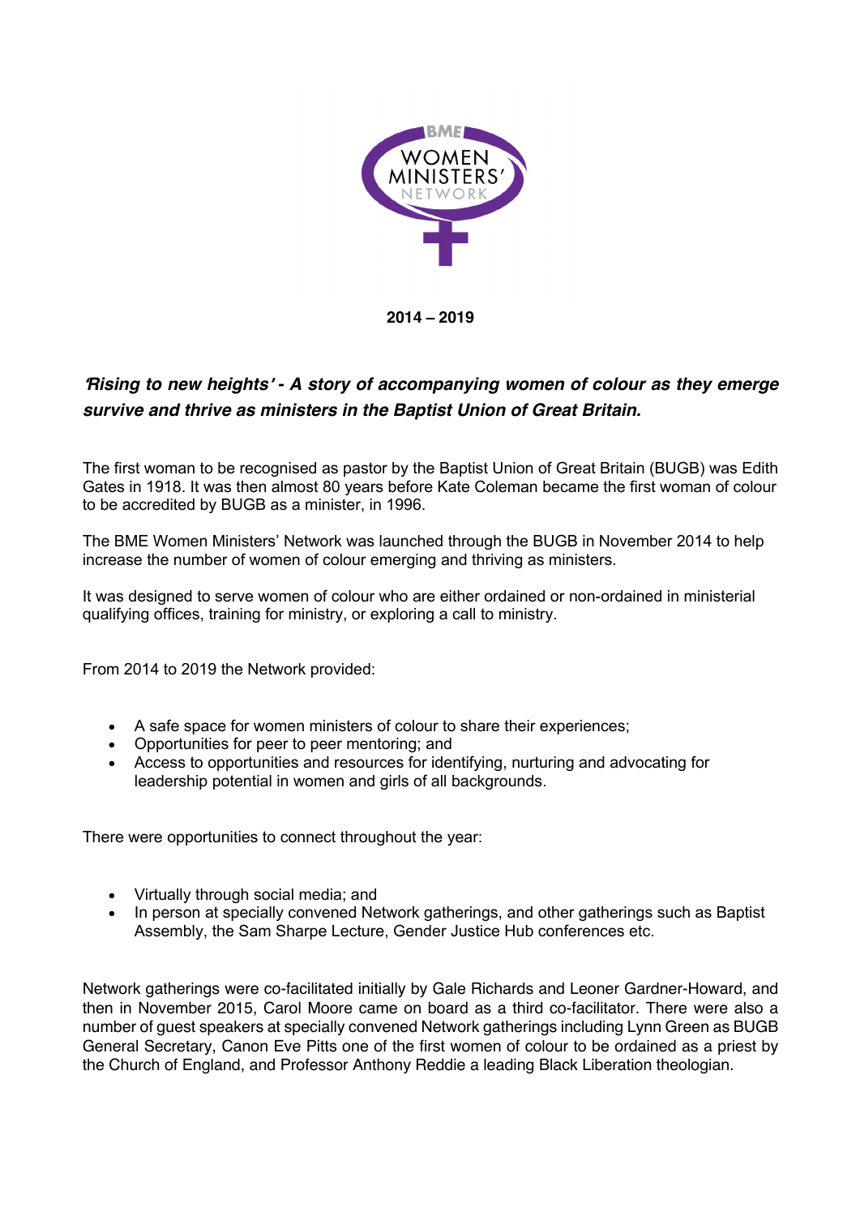BME WOMEN MINISTERS' NETWORK

**2014 – 2019**

## ***'Rising to new heights' - A story of accompanying women of colour as they emerge survive and thrive as ministers in the Baptist Union of Great Britain.***

The first woman to be recognised as pastor by the Baptist Union of Great Britain (BUGB) was Edith Gates in 1918. It was then almost 80 years before Kate Coleman became the first woman of colour to be accredited by BUGB as a minister, in 1996.

The BME Women Ministers' Network was launched through the BUGB in November 2014 to help increase the number of women of colour emerging and thriving as ministers.

It was designed to serve women of colour who are either ordained or non-ordained in ministerial qualifying offices, training for ministry, or exploring a call to ministry.

From 2014 to 2019 the Network provided:

- A safe space for women ministers of colour to share their experiences;
- Opportunities for peer to peer mentoring; and
- Access to opportunities and resources for identifying, nurturing and advocating for leadership potential in women and girls of all backgrounds.

There were opportunities to connect throughout the year:

- Virtually through social media; and
- In person at specially convened Network gatherings, and other gatherings such as Baptist Assembly, the Sam Sharpe Lecture, Gender Justice Hub conferences etc.

Network gatherings were co-facilitated initially by Gale Richards and Leoner Gardner-Howard, and then in November 2015, Carol Moore came on board as a third co-facilitator. There were also a number of guest speakers at specially convened Network gatherings including Lynn Green as BUGB General Secretary, Canon Eve Pitts one of the first women of colour to be ordained as a priest by the Church of England, and Professor Anthony Reddie a leading Black Liberation theologian.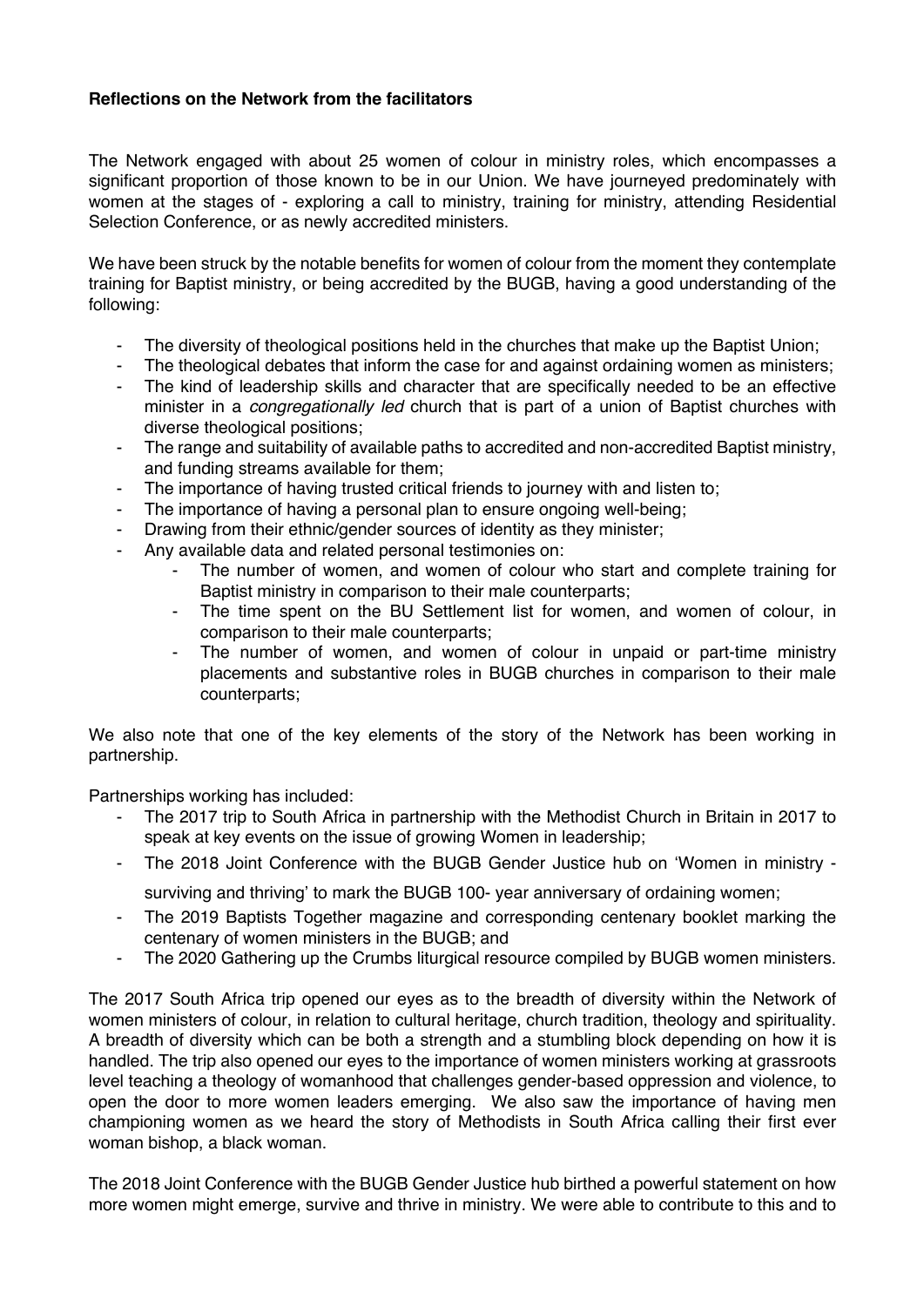**Reflections on the Network from the facilitators**

The Network engaged with about 25 women of colour in ministry roles, which encompasses a significant proportion of those known to be in our Union. We have journeyed predominately with women at the stages of - exploring a call to ministry, training for ministry, attending Residential Selection Conference, or as newly accredited ministers.

We have been struck by the notable benefits for women of colour from the moment they contemplate training for Baptist ministry, or being accredited by the BUGB, having a good understanding of the following:

- The diversity of theological positions held in the churches that make up the Baptist Union;
- The theological debates that inform the case for and against ordaining women as ministers;
- The kind of leadership skills and character that are specifically needed to be an effective minister in a *congregationally led* church that is part of a union of Baptist churches with diverse theological positions;
- The range and suitability of available paths to accredited and non-accredited Baptist ministry, and funding streams available for them;
- The importance of having trusted critical friends to journey with and listen to;
- The importance of having a personal plan to ensure ongoing well-being;
- Drawing from their ethnic/gender sources of identity as they minister;
- Any available data and related personal testimonies on:
    - The number of women, and women of colour who start and complete training for Baptist ministry in comparison to their male counterparts;
    - The time spent on the BU Settlement list for women, and women of colour, in comparison to their male counterparts;
    - The number of women, and women of colour in unpaid or part-time ministry placements and substantive roles in BUGB churches in comparison to their male counterparts;

We also note that one of the key elements of the story of the Network has been working in partnership.

Partnerships working has included:

- The 2017 trip to South Africa in partnership with the Methodist Church in Britain in 2017 to speak at key events on the issue of growing Women in leadership;
- The 2018 Joint Conference with the BUGB Gender Justice hub on 'Women in ministry - surviving and thriving' to mark the BUGB 100- year anniversary of ordaining women;
- The 2019 Baptists Together magazine and corresponding centenary booklet marking the centenary of women ministers in the BUGB; and
- The 2020 Gathering up the Crumbs liturgical resource compiled by BUGB women ministers.

The 2017 South Africa trip opened our eyes as to the breadth of diversity within the Network of women ministers of colour, in relation to cultural heritage, church tradition, theology and spirituality. A breadth of diversity which can be both a strength and a stumbling block depending on how it is handled. The trip also opened our eyes to the importance of women ministers working at grassroots level teaching a theology of womanhood that challenges gender-based oppression and violence, to open the door to more women leaders emerging. We also saw the importance of having men championing women as we heard the story of Methodists in South Africa calling their first ever woman bishop, a black woman.

The 2018 Joint Conference with the BUGB Gender Justice hub birthed a powerful statement on how more women might emerge, survive and thrive in ministry. We were able to contribute to this and to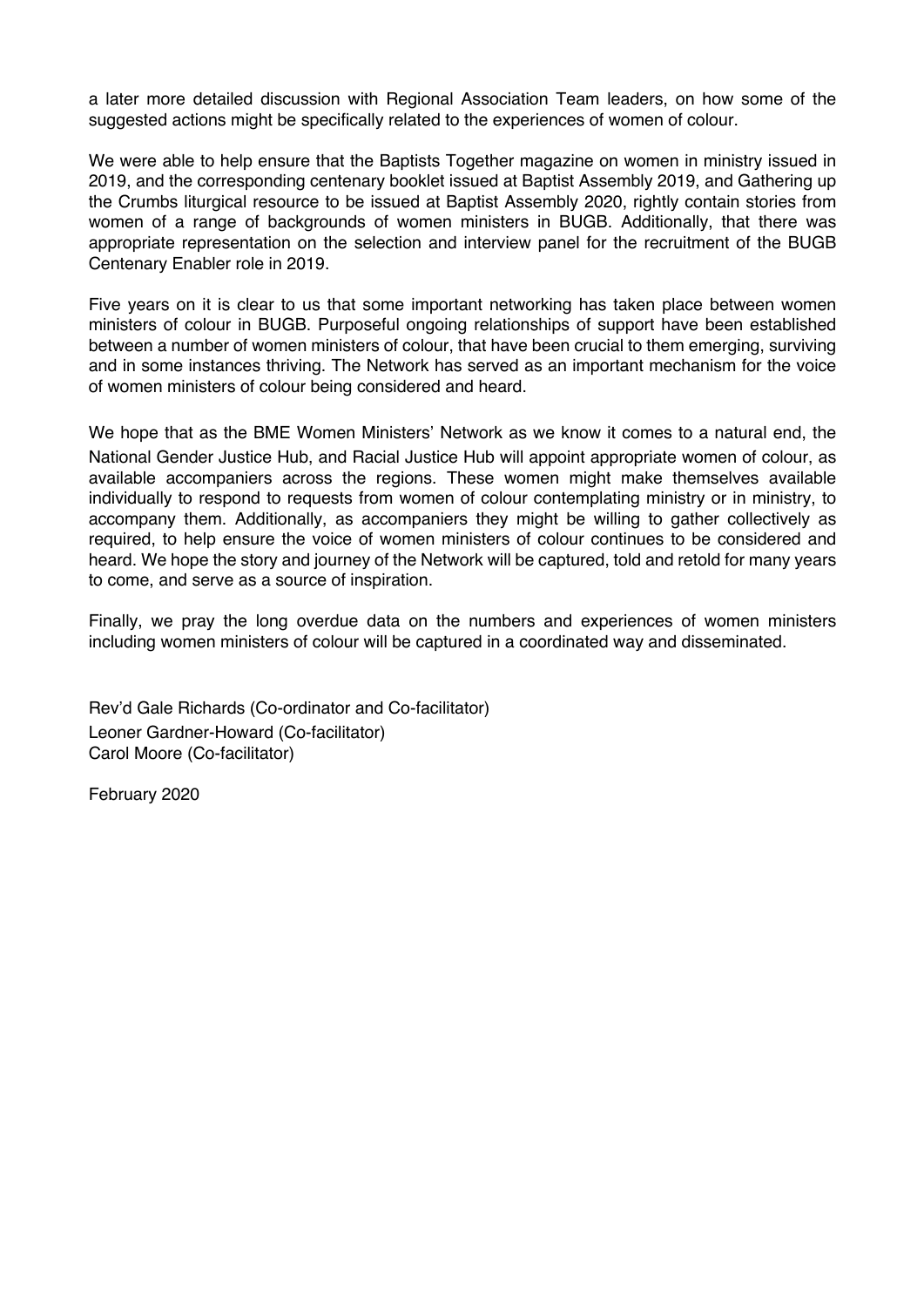a later more detailed discussion with Regional Association Team leaders, on how some of the suggested actions might be specifically related to the experiences of women of colour.

We were able to help ensure that the Baptists Together magazine on women in ministry issued in 2019, and the corresponding centenary booklet issued at Baptist Assembly 2019, and Gathering up the Crumbs liturgical resource to be issued at Baptist Assembly 2020, rightly contain stories from women of a range of backgrounds of women ministers in BUGB. Additionally, that there was appropriate representation on the selection and interview panel for the recruitment of the BUGB Centenary Enabler role in 2019.

Five years on it is clear to us that some important networking has taken place between women ministers of colour in BUGB. Purposeful ongoing relationships of support have been established between a number of women ministers of colour, that have been crucial to them emerging, surviving and in some instances thriving. The Network has served as an important mechanism for the voice of women ministers of colour being considered and heard.

We hope that as the BME Women Ministers' Network as we know it comes to a natural end, the National Gender Justice Hub, and Racial Justice Hub will appoint appropriate women of colour, as available accompaniers across the regions. These women might make themselves available individually to respond to requests from women of colour contemplating ministry or in ministry, to accompany them. Additionally, as accompaniers they might be willing to gather collectively as required, to help ensure the voice of women ministers of colour continues to be considered and heard. We hope the story and journey of the Network will be captured, told and retold for many years to come, and serve as a source of inspiration.

Finally, we pray the long overdue data on the numbers and experiences of women ministers including women ministers of colour will be captured in a coordinated way and disseminated.

Rev'd Gale Richards (Co-ordinator and Co-facilitator)
Leoner Gardner-Howard (Co-facilitator)
Carol Moore (Co-facilitator)

February 2020